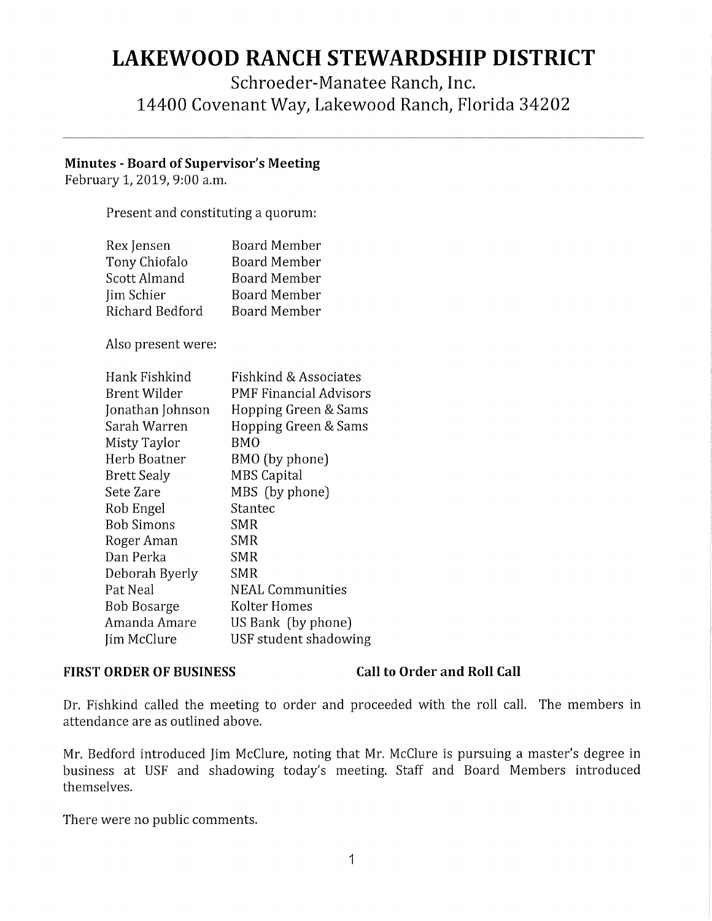# LAKEWOOD RANCH STEWARDSHIP DISTRICT

Schroeder-Manatee Ranch, Inc.
14400 Covenant Way, Lakewood Ranch, Florida 34202

---

**Minutes - Board of Supervisor's Meeting**
February 1, 2019, 9:00 a.m.

Present and constituting a quorum:

| | |
|---|---|
| Rex Jensen | Board Member |
| Tony Chiofalo | Board Member |
| Scott Almand | Board Member |
| Jim Schier | Board Member |
| Richard Bedford | Board Member |

Also present were:

| | |
|---|---|
| Hank Fishkind | Fishkind & Associates |
| Brent Wilder | PMF Financial Advisors |
| Jonathan Johnson | Hopping Green & Sams |
| Sarah Warren | Hopping Green & Sams |
| Misty Taylor | BMO |
| Herb Boatner | BMO (by phone) |
| Brett Sealy | MBS Capital |
| Sete Zare | MBS (by phone) |
| Rob Engel | Stantec |
| Bob Simons | SMR |
| Roger Aman | SMR |
| Dan Perka | SMR |
| Deborah Byerly | SMR |
| Pat Neal | NEAL Communities |
| Bob Bosarge | Kolter Homes |
| Amanda Amare | US Bank (by phone) |
| Jim McClure | USF student shadowing |

**FIRST ORDER OF BUSINESS** **Call to Order and Roll Call**

Dr. Fishkind called the meeting to order and proceeded with the roll call. The members in attendance are as outlined above.

Mr. Bedford introduced Jim McClure, noting that Mr. McClure is pursuing a master's degree in business at USF and shadowing today's meeting. Staff and Board Members introduced themselves.

There were no public comments.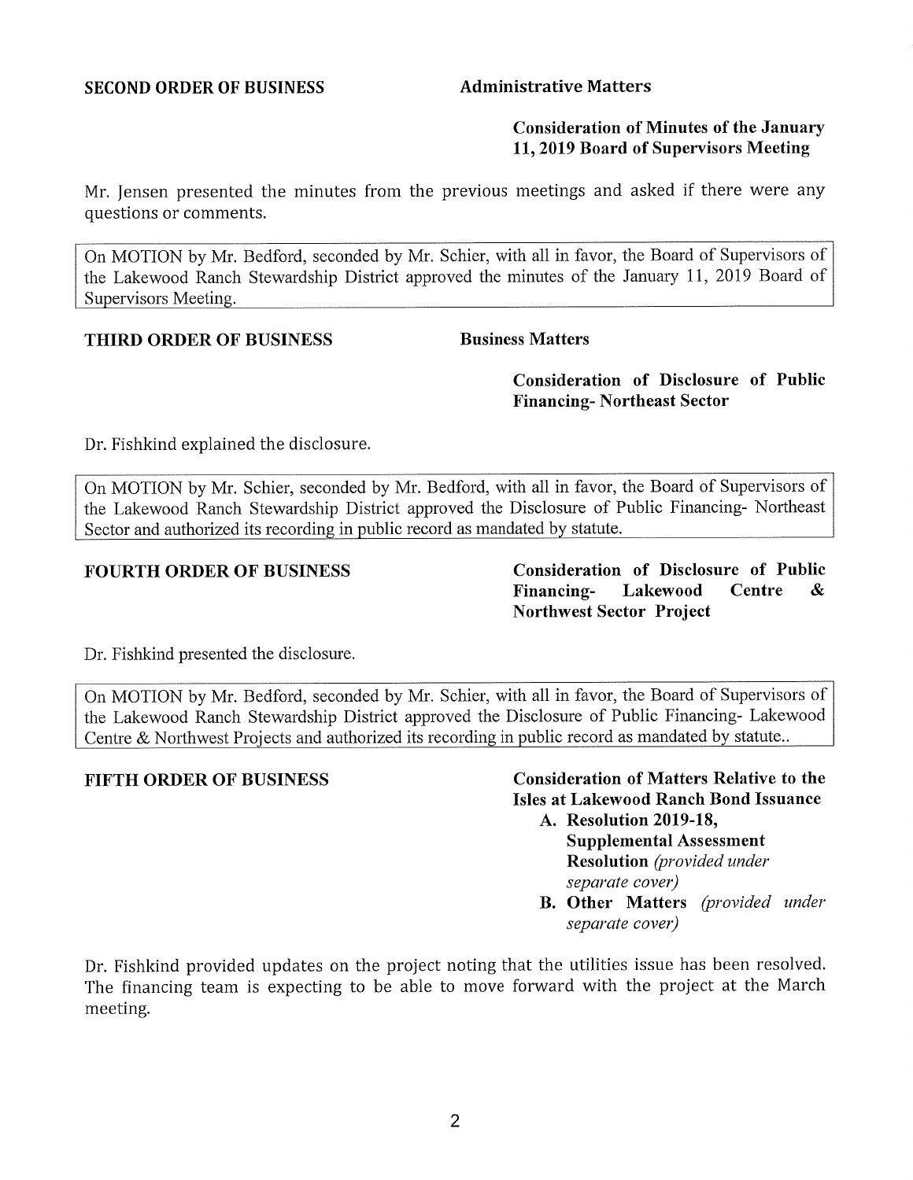**SECOND ORDER OF BUSINESS** **Administrative Matters**

**Consideration of Minutes of the January 11, 2019 Board of Supervisors Meeting**

Mr. Jensen presented the minutes from the previous meetings and asked if there were any questions or comments.

> On MOTION by Mr. Bedford, seconded by Mr. Schier, with all in favor, the Board of Supervisors of the Lakewood Ranch Stewardship District approved the minutes of the January 11, 2019 Board of Supervisors Meeting.

**THIRD ORDER OF BUSINESS** **Business Matters**

**Consideration of Disclosure of Public Financing- Northeast Sector**

Dr. Fishkind explained the disclosure.

> On MOTION by Mr. Schier, seconded by Mr. Bedford, with all in favor, the Board of Supervisors of the Lakewood Ranch Stewardship District approved the Disclosure of Public Financing- Northeast Sector and authorized its recording in public record as mandated by statute.

**FOURTH ORDER OF BUSINESS** **Consideration of Disclosure of Public Financing- Lakewood Centre & Northwest Sector Project**

Dr. Fishkind presented the disclosure.

> On MOTION by Mr. Bedford, seconded by Mr. Schier, with all in favor, the Board of Supervisors of the Lakewood Ranch Stewardship District approved the Disclosure of Public Financing- Lakewood Centre & Northwest Projects and authorized its recording in public record as mandated by statute..

**FIFTH ORDER OF BUSINESS** **Consideration of Matters Relative to the Isles at Lakewood Ranch Bond Issuance**

A. **Resolution 2019-18, Supplemental Assessment Resolution** *(provided under separate cover)*
B. **Other Matters** *(provided under separate cover)*

Dr. Fishkind provided updates on the project noting that the utilities issue has been resolved. The financing team is expecting to be able to move forward with the project at the March meeting.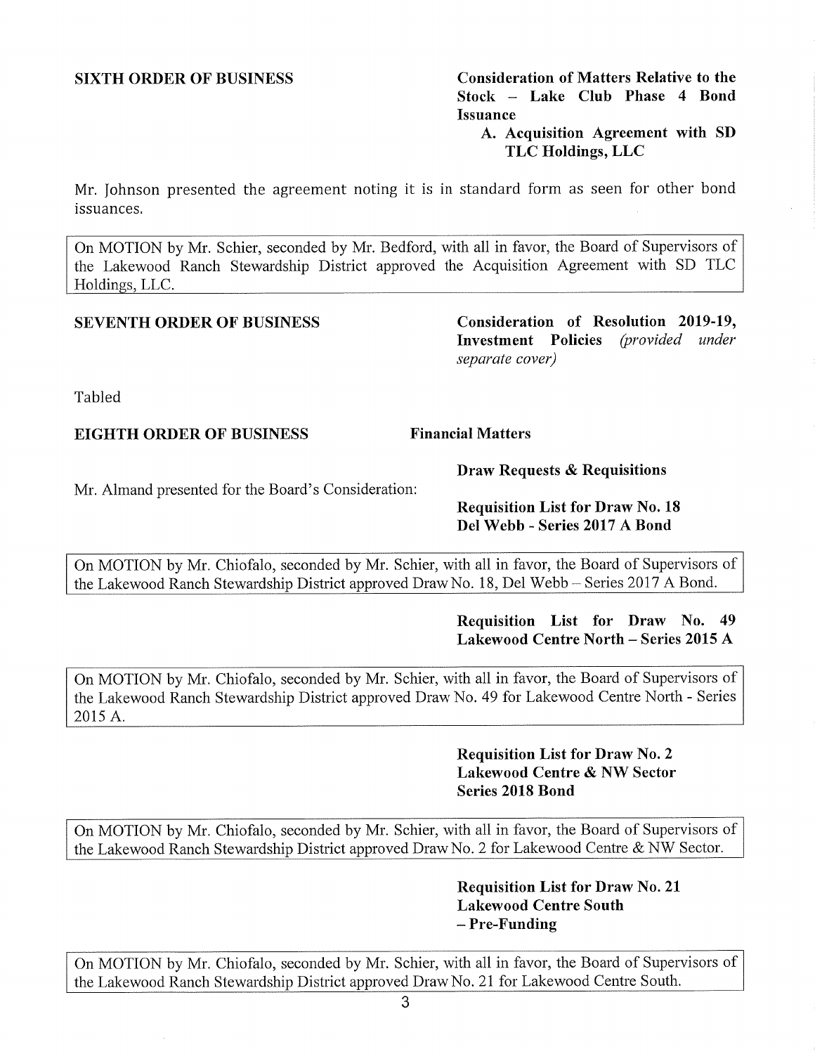**SIXTH ORDER OF BUSINESS** **Consideration of Matters Relative to the Stock – Lake Club Phase 4 Bond Issuance**

**A. Acquisition Agreement with SD TLC Holdings, LLC**

Mr. Johnson presented the agreement noting it is in standard form as seen for other bond issuances.

On MOTION by Mr. Schier, seconded by Mr. Bedford, with all in favor, the Board of Supervisors of the Lakewood Ranch Stewardship District approved the Acquisition Agreement with SD TLC Holdings, LLC.

**SEVENTH ORDER OF BUSINESS** **Consideration of Resolution 2019-19, Investment Policies** *(provided under separate cover)*

Tabled

**EIGHTH ORDER OF BUSINESS** **Financial Matters**

**Draw Requests & Requisitions**

Mr. Almand presented for the Board's Consideration:

**Requisition List for Draw No. 18 Del Webb - Series 2017 A Bond**

On MOTION by Mr. Chiofalo, seconded by Mr. Schier, with all in favor, the Board of Supervisors of the Lakewood Ranch Stewardship District approved Draw No. 18, Del Webb – Series 2017 A Bond.

**Requisition List for Draw No. 49 Lakewood Centre North – Series 2015 A**

On MOTION by Mr. Chiofalo, seconded by Mr. Schier, with all in favor, the Board of Supervisors of the Lakewood Ranch Stewardship District approved Draw No. 49 for Lakewood Centre North - Series 2015 A.

**Requisition List for Draw No. 2 Lakewood Centre & NW Sector Series 2018 Bond**

On MOTION by Mr. Chiofalo, seconded by Mr. Schier, with all in favor, the Board of Supervisors of the Lakewood Ranch Stewardship District approved Draw No. 2 for Lakewood Centre & NW Sector.

**Requisition List for Draw No. 21 Lakewood Centre South – Pre-Funding**

On MOTION by Mr. Chiofalo, seconded by Mr. Schier, with all in favor, the Board of Supervisors of the Lakewood Ranch Stewardship District approved Draw No. 21 for Lakewood Centre South.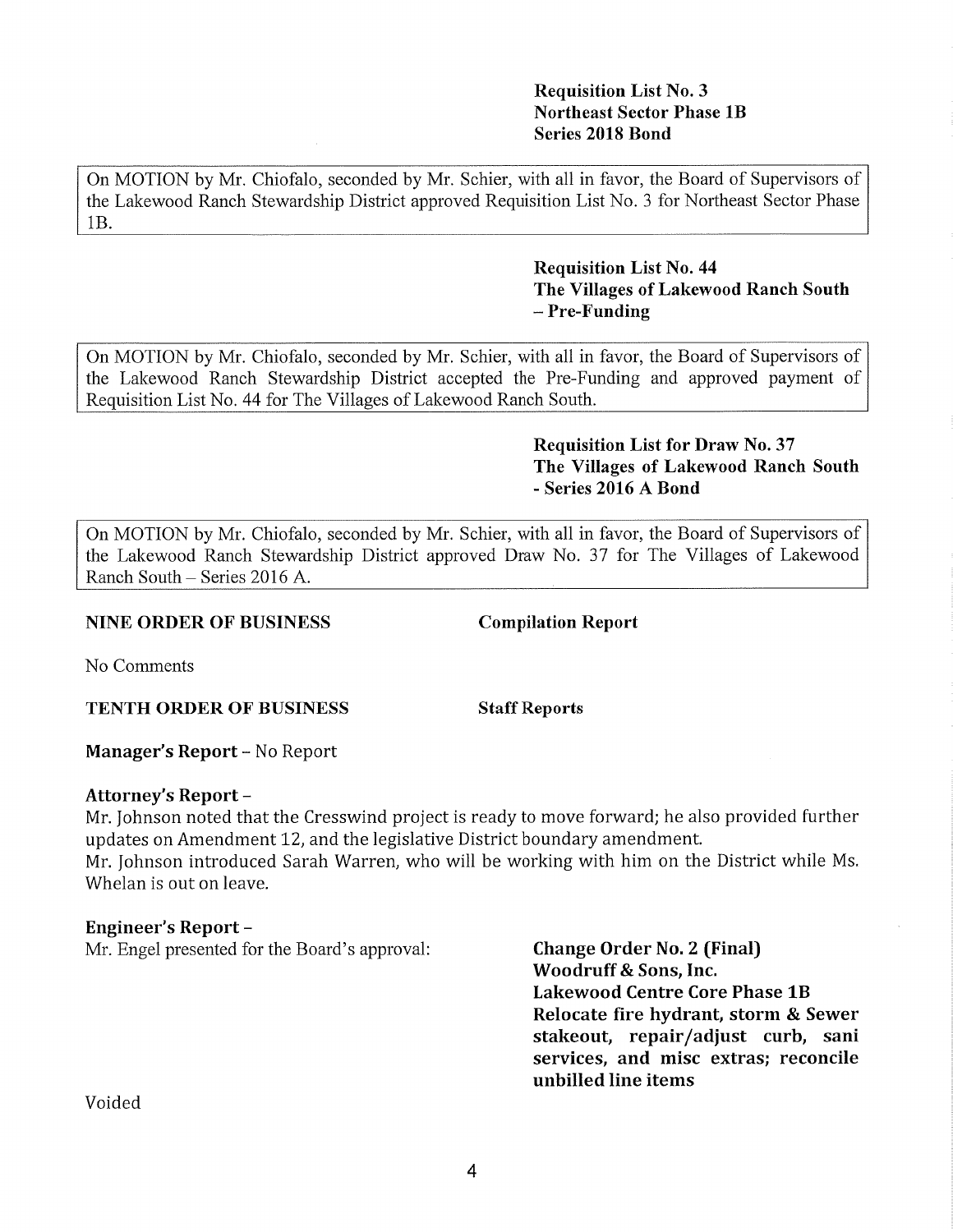**Requisition List No. 3**
**Northeast Sector Phase 1B**
**Series 2018 Bond**

On MOTION by Mr. Chiofalo, seconded by Mr. Schier, with all in favor, the Board of Supervisors of the Lakewood Ranch Stewardship District approved Requisition List No. 3 for Northeast Sector Phase 1B.

**Requisition List No. 44**
**The Villages of Lakewood Ranch South – Pre-Funding**

On MOTION by Mr. Chiofalo, seconded by Mr. Schier, with all in favor, the Board of Supervisors of the Lakewood Ranch Stewardship District accepted the Pre-Funding and approved payment of Requisition List No. 44 for The Villages of Lakewood Ranch South.

**Requisition List for Draw No. 37**
**The Villages of Lakewood Ranch South - Series 2016 A Bond**

On MOTION by Mr. Chiofalo, seconded by Mr. Schier, with all in favor, the Board of Supervisors of the Lakewood Ranch Stewardship District approved Draw No. 37 for The Villages of Lakewood Ranch South – Series 2016 A.

**NINE ORDER OF BUSINESS** **Compilation Report**

No Comments

**TENTH ORDER OF BUSINESS** **Staff Reports**

**Manager's Report** – No Report

**Attorney's Report** –

Mr. Johnson noted that the Cresswind project is ready to move forward; he also provided further updates on Amendment 12, and the legislative District boundary amendment.

Mr. Johnson introduced Sarah Warren, who will be working with him on the District while Ms. Whelan is out on leave.

**Engineer's Report** –

Mr. Engel presented for the Board's approval:

**Change Order No. 2 (Final)**
**Woodruff & Sons, Inc.**
**Lakewood Centre Core Phase 1B**
**Relocate fire hydrant, storm & Sewer stakeout, repair/adjust curb, sani services, and misc extras; reconcile unbilled line items**

Voided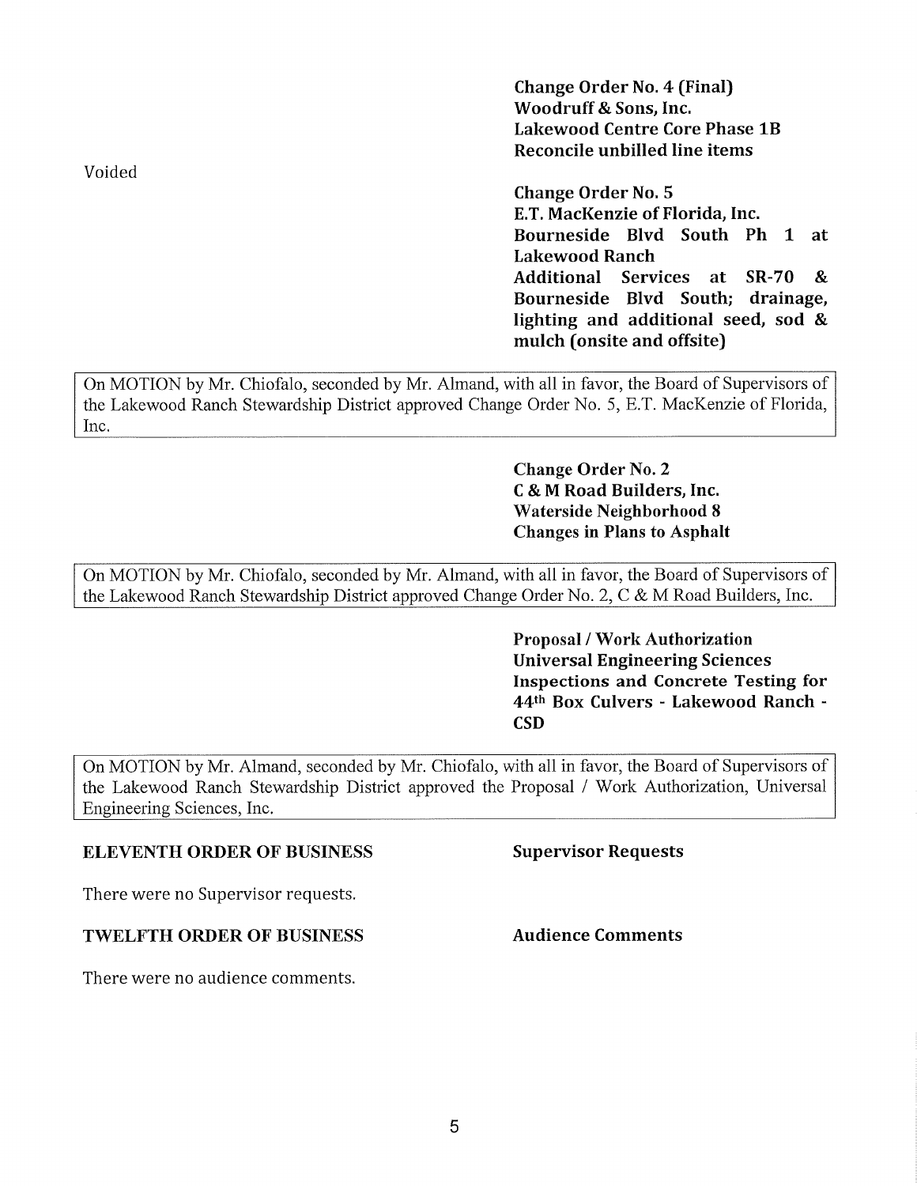Voided

**Change Order No. 4 (Final)**
**Woodruff & Sons, Inc.**
**Lakewood Centre Core Phase 1B**
**Reconcile unbilled line items**

**Change Order No. 5**
**E.T. MacKenzie of Florida, Inc.**
**Bourneside Blvd South Ph 1 at Lakewood Ranch**
**Additional Services at SR-70 & Bourneside Blvd South; drainage, lighting and additional seed, sod & mulch (onsite and offsite)**

> On MOTION by Mr. Chiofalo, seconded by Mr. Almand, with all in favor, the Board of Supervisors of the Lakewood Ranch Stewardship District approved Change Order No. 5, E.T. MacKenzie of Florida, Inc.

**Change Order No. 2**
**C & M Road Builders, Inc.**
**Waterside Neighborhood 8**
**Changes in Plans to Asphalt**

> On MOTION by Mr. Chiofalo, seconded by Mr. Almand, with all in favor, the Board of Supervisors of the Lakewood Ranch Stewardship District approved Change Order No. 2, C & M Road Builders, Inc.

**Proposal / Work Authorization**
**Universal Engineering Sciences**
**Inspections and Concrete Testing for 44th Box Culvers - Lakewood Ranch - CSD**

> On MOTION by Mr. Almand, seconded by Mr. Chiofalo, with all in favor, the Board of Supervisors of the Lakewood Ranch Stewardship District approved the Proposal / Work Authorization, Universal Engineering Sciences, Inc.

**ELEVENTH ORDER OF BUSINESS** — **Supervisor Requests**

There were no Supervisor requests.

**TWELFTH ORDER OF BUSINESS** — **Audience Comments**

There were no audience comments.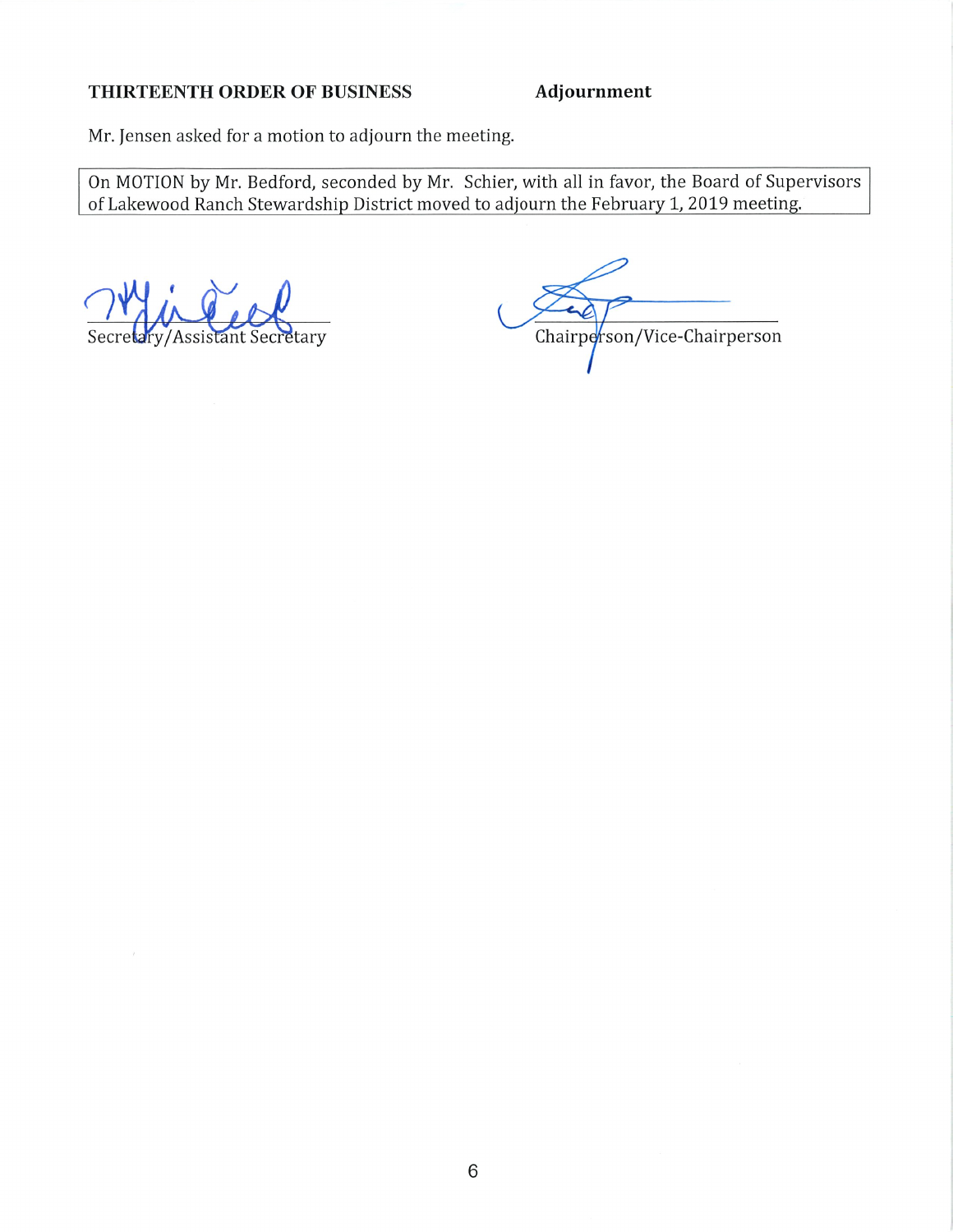**THIRTEENTH ORDER OF BUSINESS** **Adjournment**

Mr. Jensen asked for a motion to adjourn the meeting.

On MOTION by Mr. Bedford, seconded by Mr. Schier, with all in favor, the Board of Supervisors of Lakewood Ranch Stewardship District moved to adjourn the February 1, 2019 meeting.

Secretary/Assistant Secretary

Chairperson/Vice-Chairperson